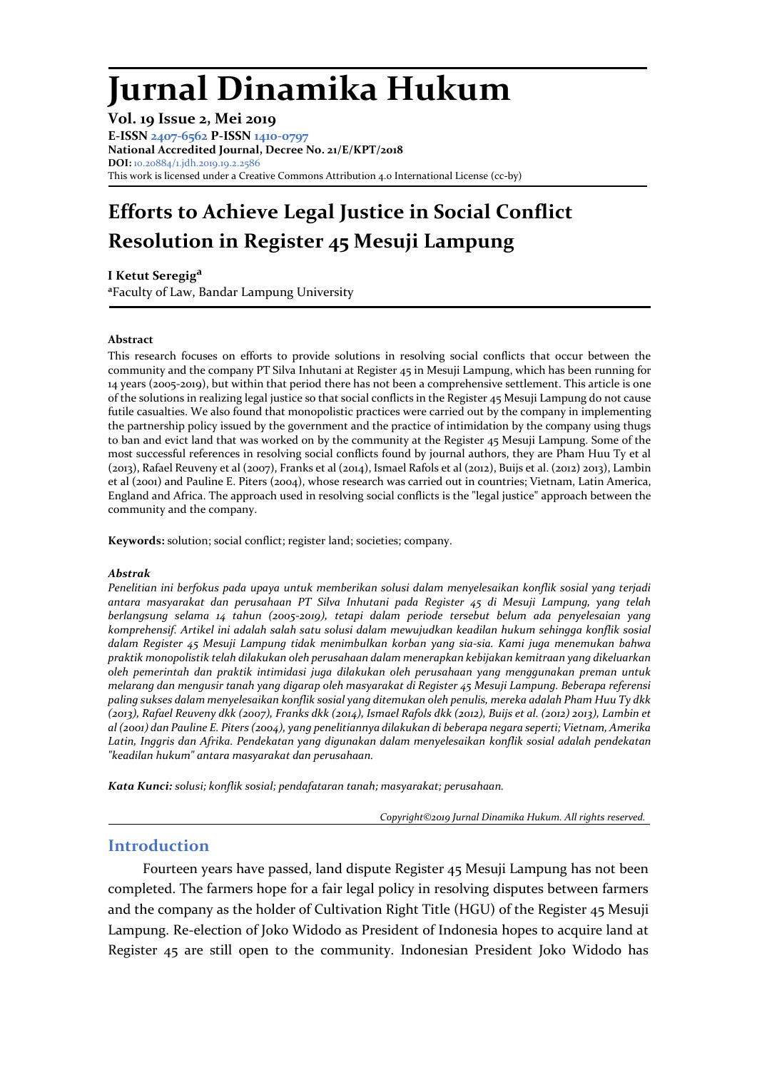# Jurnal Dinamika Hukum

**Vol. 19 Issue 2, Mei 2019**
**E-ISSN 2407-6562 P-ISSN 1410-0797**
**National Accredited Journal, Decree No. 21/E/KPT/2018**
**DOI:** 10.20884/1.jdh.2019.19.2.2586
This work is licensed under a Creative Commons Attribution 4.0 International License (cc-by)

# Efforts to Achieve Legal Justice in Social Conflict Resolution in Register 45 Mesuji Lampung

**I Ketut Seregig**[a]
[a]Faculty of Law, Bandar Lampung University

### Abstract

This research focuses on efforts to provide solutions in resolving social conflicts that occur between the community and the company PT Silva Inhutani at Register 45 in Mesuji Lampung, which has been running for 14 years (2005-2019), but within that period there has not been a comprehensive settlement. This article is one of the solutions in realizing legal justice so that social conflicts in the Register 45 Mesuji Lampung do not cause futile casualties. We also found that monopolistic practices were carried out by the company in implementing the partnership policy issued by the government and the practice of intimidation by the company using thugs to ban and evict land that was worked on by the community at the Register 45 Mesuji Lampung. Some of the most successful references in resolving social conflicts found by journal authors, they are Pham Huu Ty et al (2013), Rafael Reuveny et al (2007), Franks et al (2014), Ismael Rafols et al (2012), Buijs et al. (2012) 2013), Lambin et al (2001) and Pauline E. Piters (2004), whose research was carried out in countries; Vietnam, Latin America, England and Africa. The approach used in resolving social conflicts is the "legal justice" approach between the community and the company.

**Keywords:** solution; social conflict; register land; societies; company.

### *Abstrak*

*Penelitian ini berfokus pada upaya untuk memberikan solusi dalam menyelesaikan konflik sosial yang terjadi antara masyarakat dan perusahaan PT Silva Inhutani pada Register 45 di Mesuji Lampung, yang telah berlangsung selama 14 tahun (2005-2019), tetapi dalam periode tersebut belum ada penyelesaian yang komprehensif. Artikel ini adalah salah satu solusi dalam mewujudkan keadilan hukum sehingga konflik sosial dalam Register 45 Mesuji Lampung tidak menimbulkan korban yang sia-sia. Kami juga menemukan bahwa praktik monopolistik telah dilakukan oleh perusahaan dalam menerapkan kebijakan kemitraan yang dikeluarkan oleh pemerintah dan praktik intimidasi juga dilakukan oleh perusahaan yang menggunakan preman untuk melarang dan mengusir tanah yang digarap oleh masyarakat di Register 45 Mesuji Lampung. Beberapa referensi paling sukses dalam menyelesaikan konflik sosial yang ditemukan oleh penulis, mereka adalah Pham Huu Ty dkk (2013), Rafael Reuveny dkk (2007), Franks dkk (2014), Ismael Rafols dkk (2012), Buijs et al. (2012) 2013), Lambin et al (2001) dan Pauline E. Piters (2004), yang penelitiannya dilakukan di beberapa negara seperti; Vietnam, Amerika Latin, Inggris dan Afrika. Pendekatan yang digunakan dalam menyelesaikan konflik sosial adalah pendekatan "keadilan hukum" antara masyarakat dan perusahaan.*

***Kata Kunci:*** *solusi; konflik sosial; pendafataran tanah; masyarakat; perusahaan.*

*Copyright©2019 Jurnal Dinamika Hukum. All rights reserved.*

## Introduction

Fourteen years have passed, land dispute Register 45 Mesuji Lampung has not been completed. The farmers hope for a fair legal policy in resolving disputes between farmers and the company as the holder of Cultivation Right Title (HGU) of the Register 45 Mesuji Lampung. Re-election of Joko Widodo as President of Indonesia hopes to acquire land at Register 45 are still open to the community. Indonesian President Joko Widodo has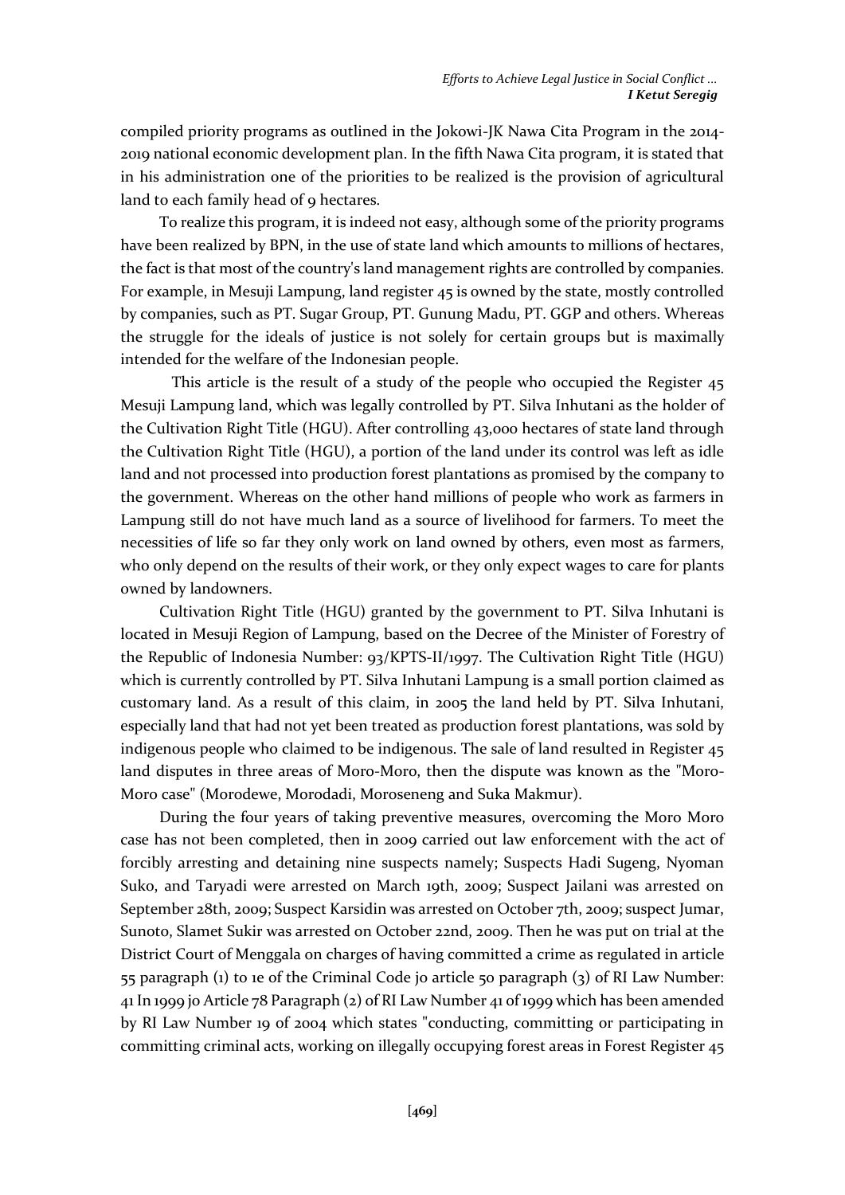compiled priority programs as outlined in the Jokowi-JK Nawa Cita Program in the 2014-2019 national economic development plan. In the fifth Nawa Cita program, it is stated that in his administration one of the priorities to be realized is the provision of agricultural land to each family head of 9 hectares.

To realize this program, it is indeed not easy, although some of the priority programs have been realized by BPN, in the use of state land which amounts to millions of hectares, the fact is that most of the country's land management rights are controlled by companies. For example, in Mesuji Lampung, land register 45 is owned by the state, mostly controlled by companies, such as PT. Sugar Group, PT. Gunung Madu, PT. GGP and others. Whereas the struggle for the ideals of justice is not solely for certain groups but is maximally intended for the welfare of the Indonesian people.

This article is the result of a study of the people who occupied the Register 45 Mesuji Lampung land, which was legally controlled by PT. Silva Inhutani as the holder of the Cultivation Right Title (HGU). After controlling 43,000 hectares of state land through the Cultivation Right Title (HGU), a portion of the land under its control was left as idle land and not processed into production forest plantations as promised by the company to the government. Whereas on the other hand millions of people who work as farmers in Lampung still do not have much land as a source of livelihood for farmers. To meet the necessities of life so far they only work on land owned by others, even most as farmers, who only depend on the results of their work, or they only expect wages to care for plants owned by landowners.

Cultivation Right Title (HGU) granted by the government to PT. Silva Inhutani is located in Mesuji Region of Lampung, based on the Decree of the Minister of Forestry of the Republic of Indonesia Number: 93/KPTS-II/1997. The Cultivation Right Title (HGU) which is currently controlled by PT. Silva Inhutani Lampung is a small portion claimed as customary land. As a result of this claim, in 2005 the land held by PT. Silva Inhutani, especially land that had not yet been treated as production forest plantations, was sold by indigenous people who claimed to be indigenous. The sale of land resulted in Register 45 land disputes in three areas of Moro-Moro, then the dispute was known as the "Moro-Moro case" (Morodewe, Morodadi, Moroseneng and Suka Makmur).

During the four years of taking preventive measures, overcoming the Moro Moro case has not been completed, then in 2009 carried out law enforcement with the act of forcibly arresting and detaining nine suspects namely; Suspects Hadi Sugeng, Nyoman Suko, and Taryadi were arrested on March 19th, 2009; Suspect Jailani was arrested on September 28th, 2009; Suspect Karsidin was arrested on October 7th, 2009; suspect Jumar, Sunoto, Slamet Sukir was arrested on October 22nd, 2009. Then he was put on trial at the District Court of Menggala on charges of having committed a crime as regulated in article 55 paragraph (1) to 1e of the Criminal Code jo article 50 paragraph (3) of RI Law Number: 41 In 1999 jo Article 78 Paragraph (2) of RI Law Number 41 of 1999 which has been amended by RI Law Number 19 of 2004 which states "conducting, committing or participating in committing criminal acts, working on illegally occupying forest areas in Forest Register 45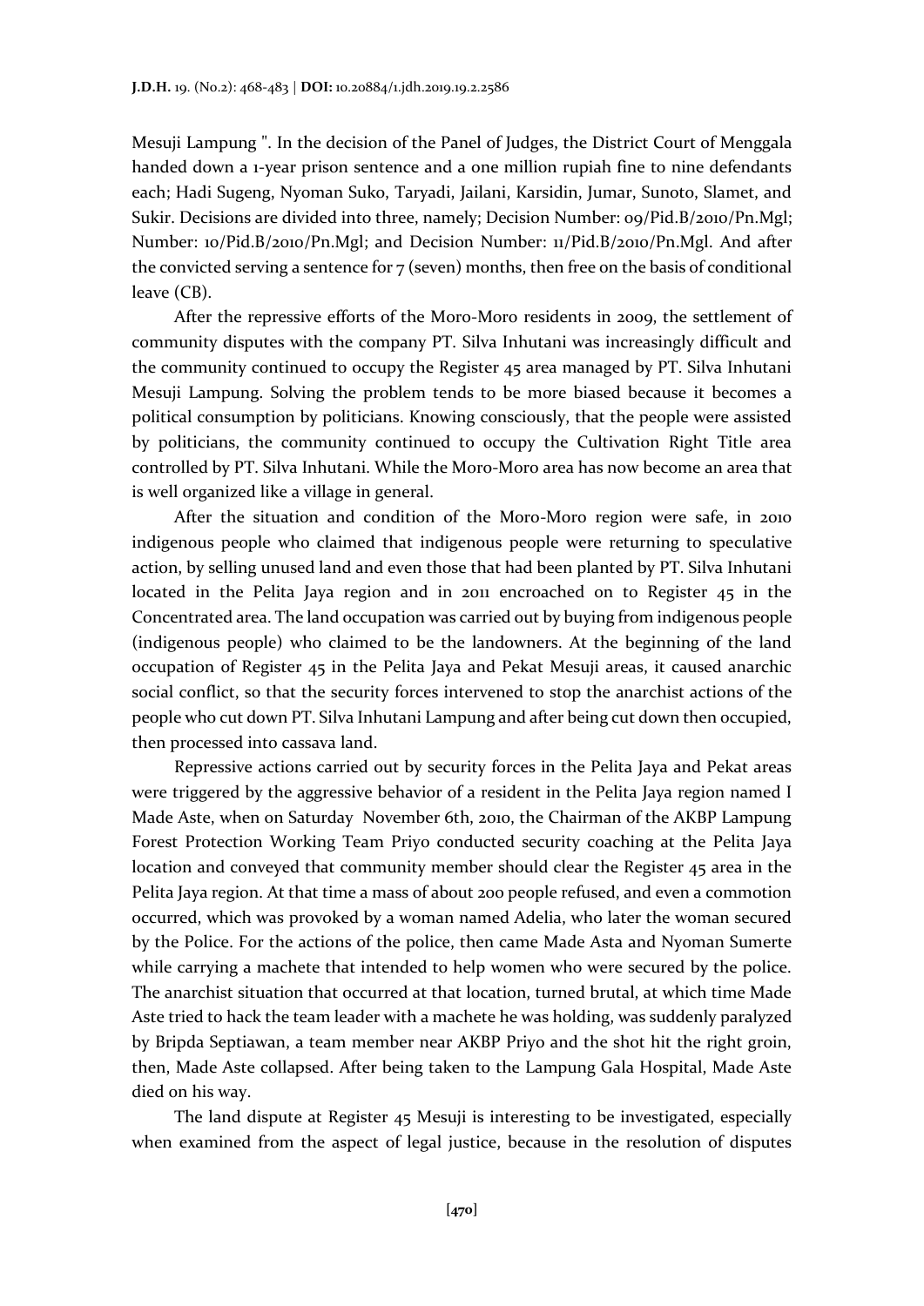Mesuji Lampung ". In the decision of the Panel of Judges, the District Court of Menggala handed down a 1-year prison sentence and a one million rupiah fine to nine defendants each; Hadi Sugeng, Nyoman Suko, Taryadi, Jailani, Karsidin, Jumar, Sunoto, Slamet, and Sukir. Decisions are divided into three, namely; Decision Number: 09/Pid.B/2010/Pn.Mgl; Number: 10/Pid.B/2010/Pn.Mgl; and Decision Number: 11/Pid.B/2010/Pn.Mgl. And after the convicted serving a sentence for 7 (seven) months, then free on the basis of conditional leave (CB).

After the repressive efforts of the Moro-Moro residents in 2009, the settlement of community disputes with the company PT. Silva Inhutani was increasingly difficult and the community continued to occupy the Register 45 area managed by PT. Silva Inhutani Mesuji Lampung. Solving the problem tends to be more biased because it becomes a political consumption by politicians. Knowing consciously, that the people were assisted by politicians, the community continued to occupy the Cultivation Right Title area controlled by PT. Silva Inhutani. While the Moro-Moro area has now become an area that is well organized like a village in general.

After the situation and condition of the Moro-Moro region were safe, in 2010 indigenous people who claimed that indigenous people were returning to speculative action, by selling unused land and even those that had been planted by PT. Silva Inhutani located in the Pelita Jaya region and in 2011 encroached on to Register 45 in the Concentrated area. The land occupation was carried out by buying from indigenous people (indigenous people) who claimed to be the landowners. At the beginning of the land occupation of Register 45 in the Pelita Jaya and Pekat Mesuji areas, it caused anarchic social conflict, so that the security forces intervened to stop the anarchist actions of the people who cut down PT. Silva Inhutani Lampung and after being cut down then occupied, then processed into cassava land.

Repressive actions carried out by security forces in the Pelita Jaya and Pekat areas were triggered by the aggressive behavior of a resident in the Pelita Jaya region named I Made Aste, when on Saturday November 6th, 2010, the Chairman of the AKBP Lampung Forest Protection Working Team Priyo conducted security coaching at the Pelita Jaya location and conveyed that community member should clear the Register 45 area in the Pelita Jaya region. At that time a mass of about 200 people refused, and even a commotion occurred, which was provoked by a woman named Adelia, who later the woman secured by the Police. For the actions of the police, then came Made Asta and Nyoman Sumerte while carrying a machete that intended to help women who were secured by the police. The anarchist situation that occurred at that location, turned brutal, at which time Made Aste tried to hack the team leader with a machete he was holding, was suddenly paralyzed by Bripda Septiawan, a team member near AKBP Priyo and the shot hit the right groin, then, Made Aste collapsed. After being taken to the Lampung Gala Hospital, Made Aste died on his way.

The land dispute at Register 45 Mesuji is interesting to be investigated, especially when examined from the aspect of legal justice, because in the resolution of disputes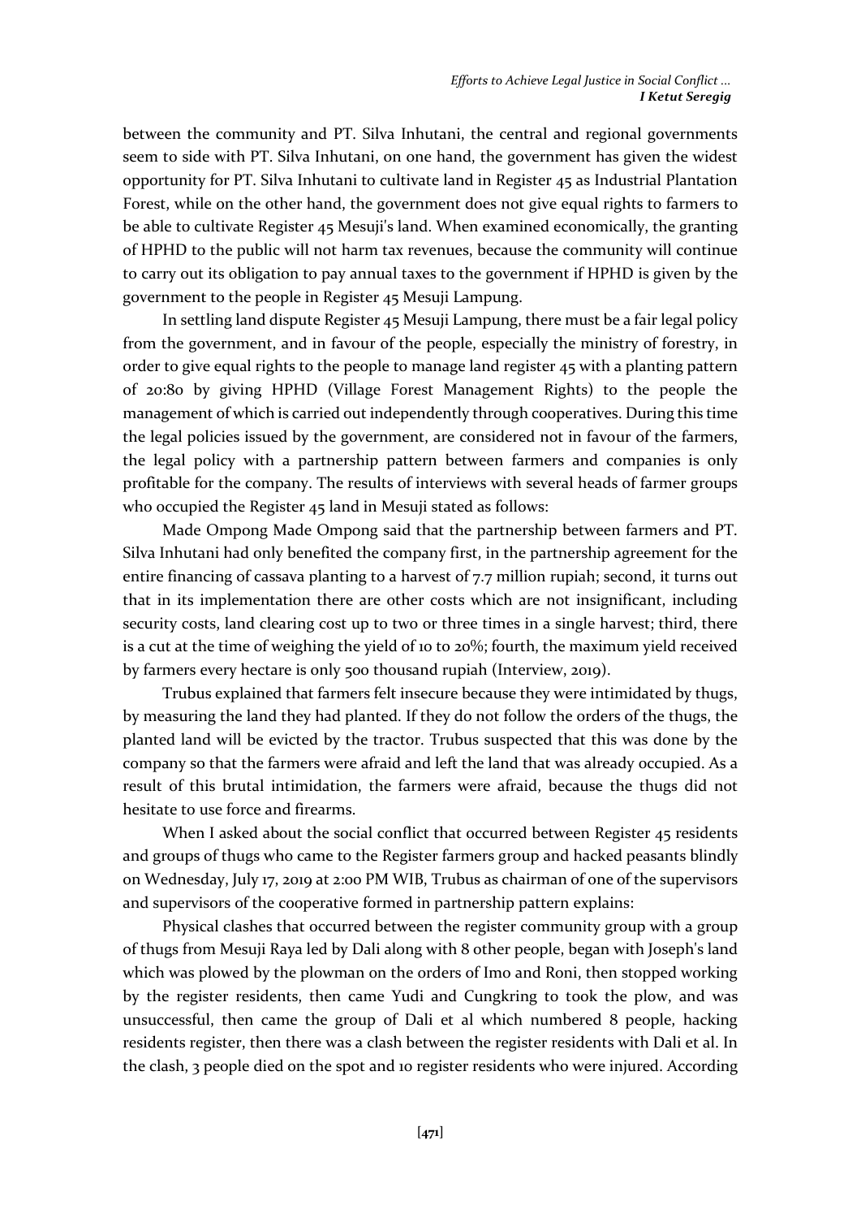between the community and PT. Silva Inhutani, the central and regional governments seem to side with PT. Silva Inhutani, on one hand, the government has given the widest opportunity for PT. Silva Inhutani to cultivate land in Register 45 as Industrial Plantation Forest, while on the other hand, the government does not give equal rights to farmers to be able to cultivate Register 45 Mesuji's land. When examined economically, the granting of HPHD to the public will not harm tax revenues, because the community will continue to carry out its obligation to pay annual taxes to the government if HPHD is given by the government to the people in Register 45 Mesuji Lampung.

In settling land dispute Register 45 Mesuji Lampung, there must be a fair legal policy from the government, and in favour of the people, especially the ministry of forestry, in order to give equal rights to the people to manage land register 45 with a planting pattern of 20:80 by giving HPHD (Village Forest Management Rights) to the people the management of which is carried out independently through cooperatives. During this time the legal policies issued by the government, are considered not in favour of the farmers, the legal policy with a partnership pattern between farmers and companies is only profitable for the company. The results of interviews with several heads of farmer groups who occupied the Register 45 land in Mesuji stated as follows:

Made Ompong Made Ompong said that the partnership between farmers and PT. Silva Inhutani had only benefited the company first, in the partnership agreement for the entire financing of cassava planting to a harvest of 7.7 million rupiah; second, it turns out that in its implementation there are other costs which are not insignificant, including security costs, land clearing cost up to two or three times in a single harvest; third, there is a cut at the time of weighing the yield of 10 to 20%; fourth, the maximum yield received by farmers every hectare is only 500 thousand rupiah (Interview, 2019).

Trubus explained that farmers felt insecure because they were intimidated by thugs, by measuring the land they had planted. If they do not follow the orders of the thugs, the planted land will be evicted by the tractor. Trubus suspected that this was done by the company so that the farmers were afraid and left the land that was already occupied. As a result of this brutal intimidation, the farmers were afraid, because the thugs did not hesitate to use force and firearms.

When I asked about the social conflict that occurred between Register 45 residents and groups of thugs who came to the Register farmers group and hacked peasants blindly on Wednesday, July 17, 2019 at 2:00 PM WIB, Trubus as chairman of one of the supervisors and supervisors of the cooperative formed in partnership pattern explains:

Physical clashes that occurred between the register community group with a group of thugs from Mesuji Raya led by Dali along with 8 other people, began with Joseph's land which was plowed by the plowman on the orders of Imo and Roni, then stopped working by the register residents, then came Yudi and Cungkring to took the plow, and was unsuccessful, then came the group of Dali et al which numbered 8 people, hacking residents register, then there was a clash between the register residents with Dali et al. In the clash, 3 people died on the spot and 10 register residents who were injured. According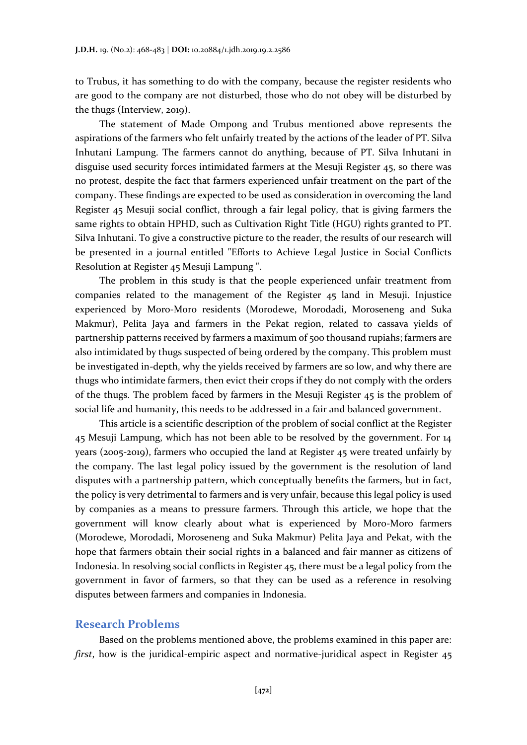to Trubus, it has something to do with the company, because the register residents who are good to the company are not disturbed, those who do not obey will be disturbed by the thugs (Interview, 2019).

The statement of Made Ompong and Trubus mentioned above represents the aspirations of the farmers who felt unfairly treated by the actions of the leader of PT. Silva Inhutani Lampung. The farmers cannot do anything, because of PT. Silva Inhutani in disguise used security forces intimidated farmers at the Mesuji Register 45, so there was no protest, despite the fact that farmers experienced unfair treatment on the part of the company. These findings are expected to be used as consideration in overcoming the land Register 45 Mesuji social conflict, through a fair legal policy, that is giving farmers the same rights to obtain HPHD, such as Cultivation Right Title (HGU) rights granted to PT. Silva Inhutani. To give a constructive picture to the reader, the results of our research will be presented in a journal entitled "Efforts to Achieve Legal Justice in Social Conflicts Resolution at Register 45 Mesuji Lampung ".

The problem in this study is that the people experienced unfair treatment from companies related to the management of the Register 45 land in Mesuji. Injustice experienced by Moro-Moro residents (Morodewe, Morodadi, Moroseneng and Suka Makmur), Pelita Jaya and farmers in the Pekat region, related to cassava yields of partnership patterns received by farmers a maximum of 500 thousand rupiahs; farmers are also intimidated by thugs suspected of being ordered by the company. This problem must be investigated in-depth, why the yields received by farmers are so low, and why there are thugs who intimidate farmers, then evict their crops if they do not comply with the orders of the thugs. The problem faced by farmers in the Mesuji Register 45 is the problem of social life and humanity, this needs to be addressed in a fair and balanced government.

This article is a scientific description of the problem of social conflict at the Register 45 Mesuji Lampung, which has not been able to be resolved by the government. For 14 years (2005-2019), farmers who occupied the land at Register 45 were treated unfairly by the company. The last legal policy issued by the government is the resolution of land disputes with a partnership pattern, which conceptually benefits the farmers, but in fact, the policy is very detrimental to farmers and is very unfair, because this legal policy is used by companies as a means to pressure farmers. Through this article, we hope that the government will know clearly about what is experienced by Moro-Moro farmers (Morodewe, Morodadi, Moroseneng and Suka Makmur) Pelita Jaya and Pekat, with the hope that farmers obtain their social rights in a balanced and fair manner as citizens of Indonesia. In resolving social conflicts in Register 45, there must be a legal policy from the government in favor of farmers, so that they can be used as a reference in resolving disputes between farmers and companies in Indonesia.

## Research Problems

Based on the problems mentioned above, the problems examined in this paper are: *first*, how is the juridical-empiric aspect and normative-juridical aspect in Register 45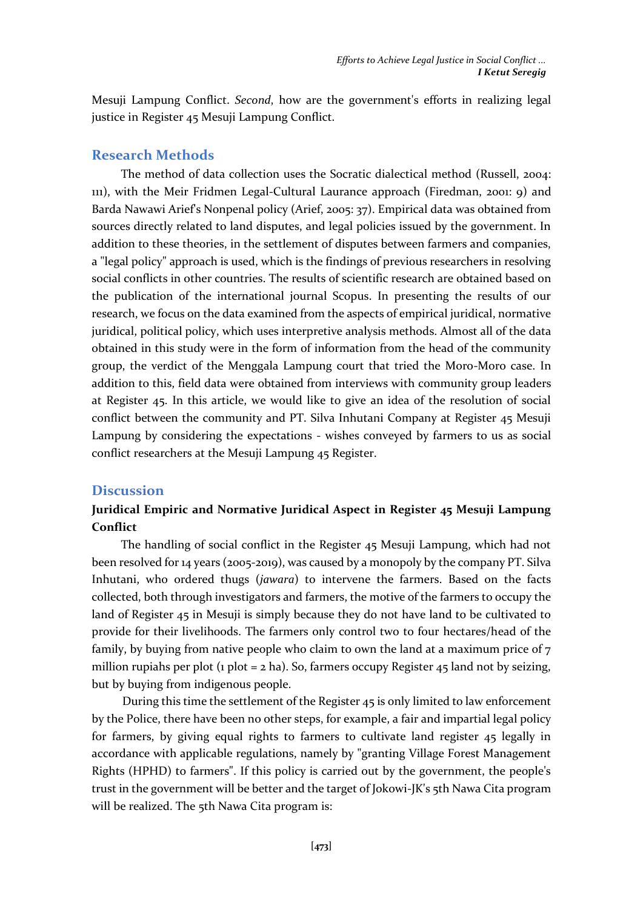Mesuji Lampung Conflict. *Second*, how are the government's efforts in realizing legal justice in Register 45 Mesuji Lampung Conflict.

## Research Methods

The method of data collection uses the Socratic dialectical method (Russell, 2004: 111), with the Meir Fridmen Legal-Cultural Laurance approach (Firedman, 2001: 9) and Barda Nawawi Arief's Nonpenal policy (Arief, 2005: 37). Empirical data was obtained from sources directly related to land disputes, and legal policies issued by the government. In addition to these theories, in the settlement of disputes between farmers and companies, a "legal policy" approach is used, which is the findings of previous researchers in resolving social conflicts in other countries. The results of scientific research are obtained based on the publication of the international journal Scopus. In presenting the results of our research, we focus on the data examined from the aspects of empirical juridical, normative juridical, political policy, which uses interpretive analysis methods. Almost all of the data obtained in this study were in the form of information from the head of the community group, the verdict of the Menggala Lampung court that tried the Moro-Moro case. In addition to this, field data were obtained from interviews with community group leaders at Register 45. In this article, we would like to give an idea of the resolution of social conflict between the community and PT. Silva Inhutani Company at Register 45 Mesuji Lampung by considering the expectations - wishes conveyed by farmers to us as social conflict researchers at the Mesuji Lampung 45 Register.

## Discussion

### Juridical Empiric and Normative Juridical Aspect in Register 45 Mesuji Lampung Conflict

The handling of social conflict in the Register 45 Mesuji Lampung, which had not been resolved for 14 years (2005-2019), was caused by a monopoly by the company PT. Silva Inhutani, who ordered thugs (*jawara*) to intervene the farmers. Based on the facts collected, both through investigators and farmers, the motive of the farmers to occupy the land of Register 45 in Mesuji is simply because they do not have land to be cultivated to provide for their livelihoods. The farmers only control two to four hectares/head of the family, by buying from native people who claim to own the land at a maximum price of 7 million rupiahs per plot (1 plot = 2 ha). So, farmers occupy Register 45 land not by seizing, but by buying from indigenous people.

During this time the settlement of the Register 45 is only limited to law enforcement by the Police, there have been no other steps, for example, a fair and impartial legal policy for farmers, by giving equal rights to farmers to cultivate land register 45 legally in accordance with applicable regulations, namely by "granting Village Forest Management Rights (HPHD) to farmers". If this policy is carried out by the government, the people's trust in the government will be better and the target of Jokowi-JK's 5th Nawa Cita program will be realized. The 5th Nawa Cita program is: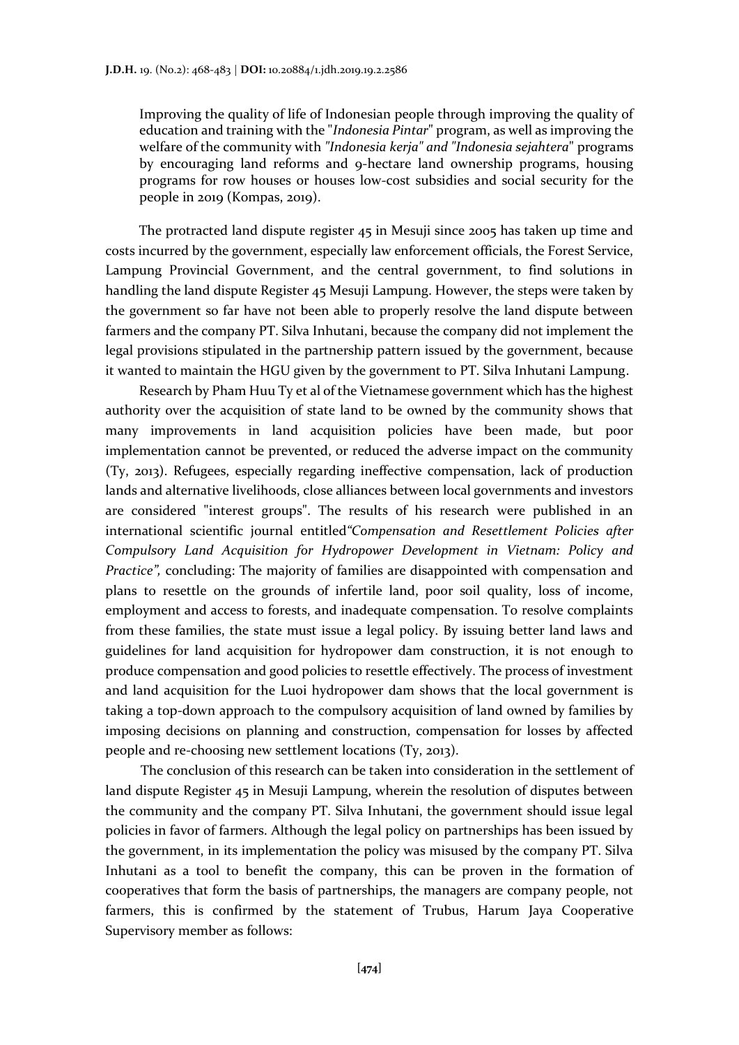> Improving the quality of life of Indonesian people through improving the quality of education and training with the "*Indonesia Pintar*" program, as well as improving the welfare of the community with *"Indonesia kerja" and "Indonesia sejahtera*" programs by encouraging land reforms and 9-hectare land ownership programs, housing programs for row houses or houses low-cost subsidies and social security for the people in 2019 (Kompas, 2019).

The protracted land dispute register 45 in Mesuji since 2005 has taken up time and costs incurred by the government, especially law enforcement officials, the Forest Service, Lampung Provincial Government, and the central government, to find solutions in handling the land dispute Register 45 Mesuji Lampung. However, the steps were taken by the government so far have not been able to properly resolve the land dispute between farmers and the company PT. Silva Inhutani, because the company did not implement the legal provisions stipulated in the partnership pattern issued by the government, because it wanted to maintain the HGU given by the government to PT. Silva Inhutani Lampung.

Research by Pham Huu Ty et al of the Vietnamese government which has the highest authority over the acquisition of state land to be owned by the community shows that many improvements in land acquisition policies have been made, but poor implementation cannot be prevented, or reduced the adverse impact on the community (Ty, 2013). Refugees, especially regarding ineffective compensation, lack of production lands and alternative livelihoods, close alliances between local governments and investors are considered "interest groups". The results of his research were published in an international scientific journal entitled*"Compensation and Resettlement Policies after Compulsory Land Acquisition for Hydropower Development in Vietnam: Policy and Practice",* concluding: The majority of families are disappointed with compensation and plans to resettle on the grounds of infertile land, poor soil quality, loss of income, employment and access to forests, and inadequate compensation. To resolve complaints from these families, the state must issue a legal policy. By issuing better land laws and guidelines for land acquisition for hydropower dam construction, it is not enough to produce compensation and good policies to resettle effectively. The process of investment and land acquisition for the Luoi hydropower dam shows that the local government is taking a top-down approach to the compulsory acquisition of land owned by families by imposing decisions on planning and construction, compensation for losses by affected people and re-choosing new settlement locations (Ty, 2013).

The conclusion of this research can be taken into consideration in the settlement of land dispute Register 45 in Mesuji Lampung, wherein the resolution of disputes between the community and the company PT. Silva Inhutani, the government should issue legal policies in favor of farmers. Although the legal policy on partnerships has been issued by the government, in its implementation the policy was misused by the company PT. Silva Inhutani as a tool to benefit the company, this can be proven in the formation of cooperatives that form the basis of partnerships, the managers are company people, not farmers, this is confirmed by the statement of Trubus, Harum Jaya Cooperative Supervisory member as follows: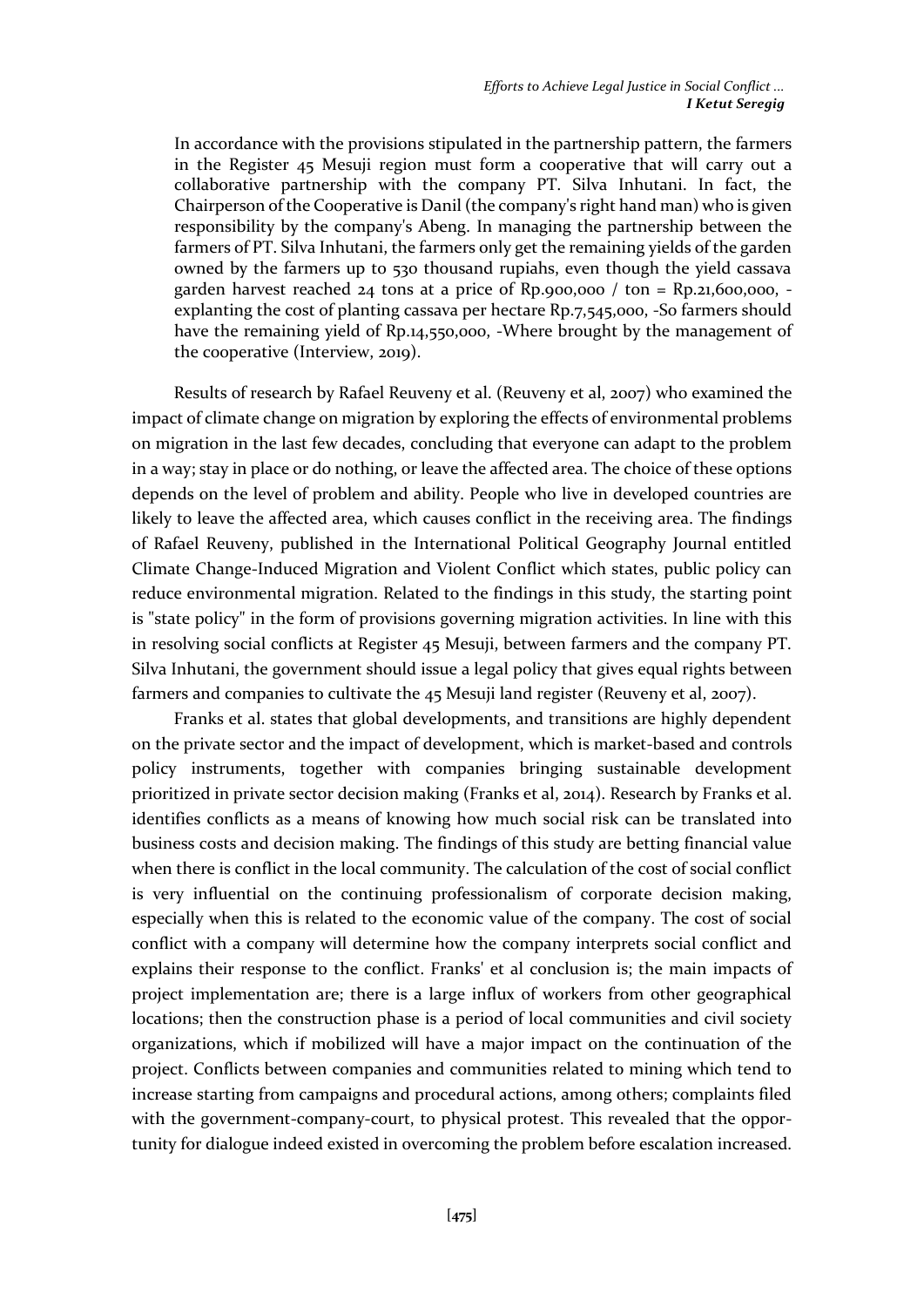> In accordance with the provisions stipulated in the partnership pattern, the farmers in the Register 45 Mesuji region must form a cooperative that will carry out a collaborative partnership with the company PT. Silva Inhutani. In fact, the Chairperson of the Cooperative is Danil (the company's right hand man) who is given responsibility by the company's Abeng. In managing the partnership between the farmers of PT. Silva Inhutani, the farmers only get the remaining yields of the garden owned by the farmers up to 530 thousand rupiahs, even though the yield cassava garden harvest reached 24 tons at a price of Rp.900,000 / ton = Rp.21,600,000, - explanting the cost of planting cassava per hectare Rp.7,545,000, -So farmers should have the remaining yield of Rp.14,550,000, -Where brought by the management of the cooperative (Interview, 2019).

Results of research by Rafael Reuveny et al. (Reuveny et al, 2007) who examined the impact of climate change on migration by exploring the effects of environmental problems on migration in the last few decades, concluding that everyone can adapt to the problem in a way; stay in place or do nothing, or leave the affected area. The choice of these options depends on the level of problem and ability. People who live in developed countries are likely to leave the affected area, which causes conflict in the receiving area. The findings of Rafael Reuveny, published in the International Political Geography Journal entitled Climate Change-Induced Migration and Violent Conflict which states, public policy can reduce environmental migration. Related to the findings in this study, the starting point is "state policy" in the form of provisions governing migration activities. In line with this in resolving social conflicts at Register 45 Mesuji, between farmers and the company PT. Silva Inhutani, the government should issue a legal policy that gives equal rights between farmers and companies to cultivate the 45 Mesuji land register (Reuveny et al, 2007).

Franks et al. states that global developments, and transitions are highly dependent on the private sector and the impact of development, which is market-based and controls policy instruments, together with companies bringing sustainable development prioritized in private sector decision making (Franks et al, 2014). Research by Franks et al. identifies conflicts as a means of knowing how much social risk can be translated into business costs and decision making. The findings of this study are betting financial value when there is conflict in the local community. The calculation of the cost of social conflict is very influential on the continuing professionalism of corporate decision making, especially when this is related to the economic value of the company. The cost of social conflict with a company will determine how the company interprets social conflict and explains their response to the conflict. Franks' et al conclusion is; the main impacts of project implementation are; there is a large influx of workers from other geographical locations; then the construction phase is a period of local communities and civil society organizations, which if mobilized will have a major impact on the continuation of the project. Conflicts between companies and communities related to mining which tend to increase starting from campaigns and procedural actions, among others; complaints filed with the government-company-court, to physical protest. This revealed that the opportunity for dialogue indeed existed in overcoming the problem before escalation increased.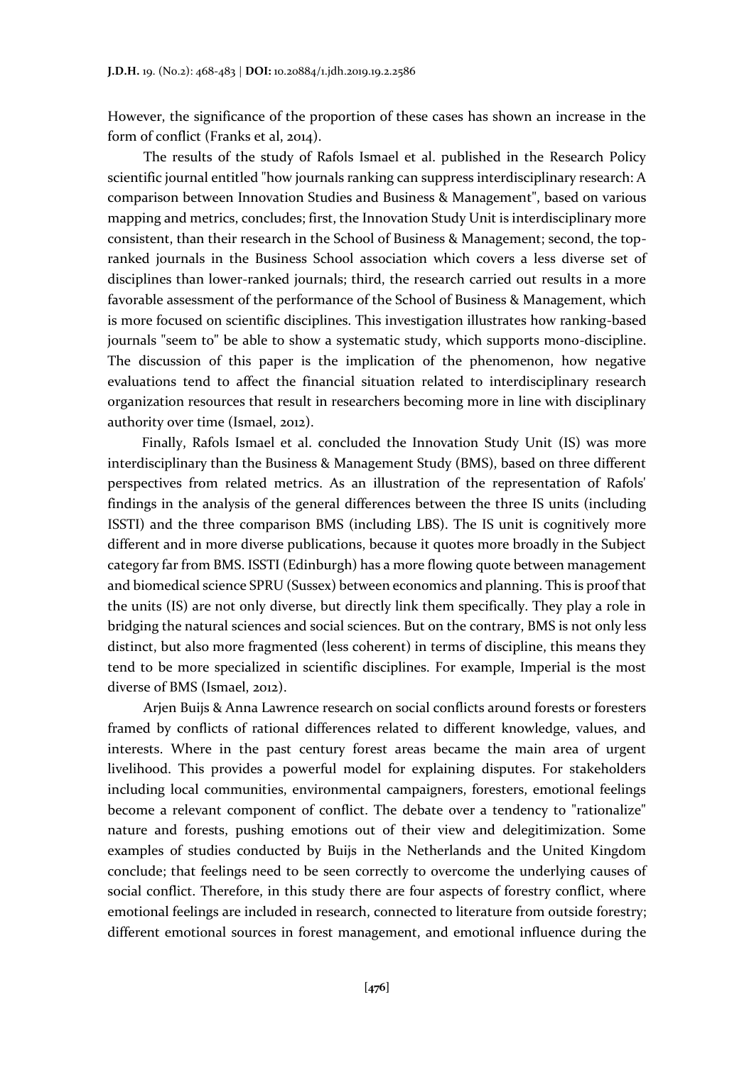However, the significance of the proportion of these cases has shown an increase in the form of conflict (Franks et al, 2014).

The results of the study of Rafols Ismael et al. published in the Research Policy scientific journal entitled "how journals ranking can suppress interdisciplinary research: A comparison between Innovation Studies and Business & Management", based on various mapping and metrics, concludes; first, the Innovation Study Unit is interdisciplinary more consistent, than their research in the School of Business & Management; second, the top-ranked journals in the Business School association which covers a less diverse set of disciplines than lower-ranked journals; third, the research carried out results in a more favorable assessment of the performance of the School of Business & Management, which is more focused on scientific disciplines. This investigation illustrates how ranking-based journals "seem to" be able to show a systematic study, which supports mono-discipline. The discussion of this paper is the implication of the phenomenon, how negative evaluations tend to affect the financial situation related to interdisciplinary research organization resources that result in researchers becoming more in line with disciplinary authority over time (Ismael, 2012).

Finally, Rafols Ismael et al. concluded the Innovation Study Unit (IS) was more interdisciplinary than the Business & Management Study (BMS), based on three different perspectives from related metrics. As an illustration of the representation of Rafols' findings in the analysis of the general differences between the three IS units (including ISSTI) and the three comparison BMS (including LBS). The IS unit is cognitively more different and in more diverse publications, because it quotes more broadly in the Subject category far from BMS. ISSTI (Edinburgh) has a more flowing quote between management and biomedical science SPRU (Sussex) between economics and planning. This is proof that the units (IS) are not only diverse, but directly link them specifically. They play a role in bridging the natural sciences and social sciences. But on the contrary, BMS is not only less distinct, but also more fragmented (less coherent) in terms of discipline, this means they tend to be more specialized in scientific disciplines. For example, Imperial is the most diverse of BMS (Ismael, 2012).

Arjen Buijs & Anna Lawrence research on social conflicts around forests or foresters framed by conflicts of rational differences related to different knowledge, values, and interests. Where in the past century forest areas became the main area of urgent livelihood. This provides a powerful model for explaining disputes. For stakeholders including local communities, environmental campaigners, foresters, emotional feelings become a relevant component of conflict. The debate over a tendency to "rationalize" nature and forests, pushing emotions out of their view and delegitimization. Some examples of studies conducted by Buijs in the Netherlands and the United Kingdom conclude; that feelings need to be seen correctly to overcome the underlying causes of social conflict. Therefore, in this study there are four aspects of forestry conflict, where emotional feelings are included in research, connected to literature from outside forestry; different emotional sources in forest management, and emotional influence during the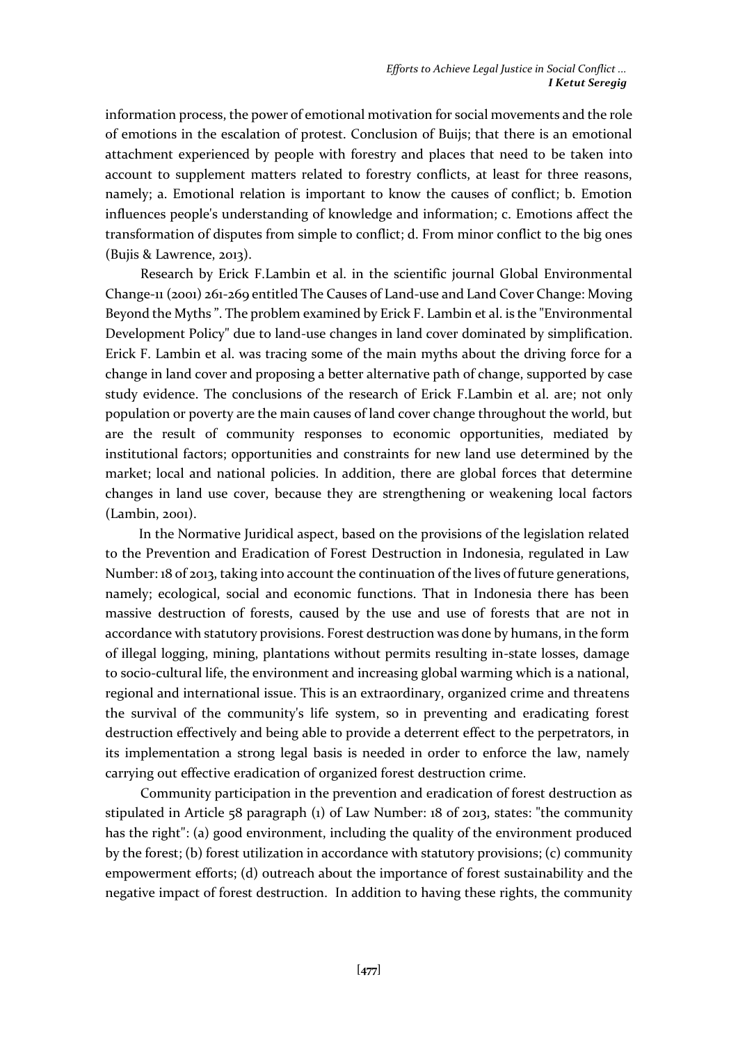information process, the power of emotional motivation for social movements and the role of emotions in the escalation of protest. Conclusion of Buijs; that there is an emotional attachment experienced by people with forestry and places that need to be taken into account to supplement matters related to forestry conflicts, at least for three reasons, namely; a. Emotional relation is important to know the causes of conflict; b. Emotion influences people's understanding of knowledge and information; c. Emotions affect the transformation of disputes from simple to conflict; d. From minor conflict to the big ones (Bujis & Lawrence, 2013).

Research by Erick F.Lambin et al. in the scientific journal Global Environmental Change-11 (2001) 261-269 entitled The Causes of Land-use and Land Cover Change: Moving Beyond the Myths ". The problem examined by Erick F. Lambin et al. is the "Environmental Development Policy" due to land-use changes in land cover dominated by simplification. Erick F. Lambin et al. was tracing some of the main myths about the driving force for a change in land cover and proposing a better alternative path of change, supported by case study evidence. The conclusions of the research of Erick F.Lambin et al. are; not only population or poverty are the main causes of land cover change throughout the world, but are the result of community responses to economic opportunities, mediated by institutional factors; opportunities and constraints for new land use determined by the market; local and national policies. In addition, there are global forces that determine changes in land use cover, because they are strengthening or weakening local factors (Lambin, 2001).

In the Normative Juridical aspect, based on the provisions of the legislation related to the Prevention and Eradication of Forest Destruction in Indonesia, regulated in Law Number: 18 of 2013, taking into account the continuation of the lives of future generations, namely; ecological, social and economic functions. That in Indonesia there has been massive destruction of forests, caused by the use and use of forests that are not in accordance with statutory provisions. Forest destruction was done by humans, in the form of illegal logging, mining, plantations without permits resulting in-state losses, damage to socio-cultural life, the environment and increasing global warming which is a national, regional and international issue. This is an extraordinary, organized crime and threatens the survival of the community's life system, so in preventing and eradicating forest destruction effectively and being able to provide a deterrent effect to the perpetrators, in its implementation a strong legal basis is needed in order to enforce the law, namely carrying out effective eradication of organized forest destruction crime.

Community participation in the prevention and eradication of forest destruction as stipulated in Article 58 paragraph (1) of Law Number: 18 of 2013, states: "the community has the right": (a) good environment, including the quality of the environment produced by the forest; (b) forest utilization in accordance with statutory provisions; (c) community empowerment efforts; (d) outreach about the importance of forest sustainability and the negative impact of forest destruction. In addition to having these rights, the community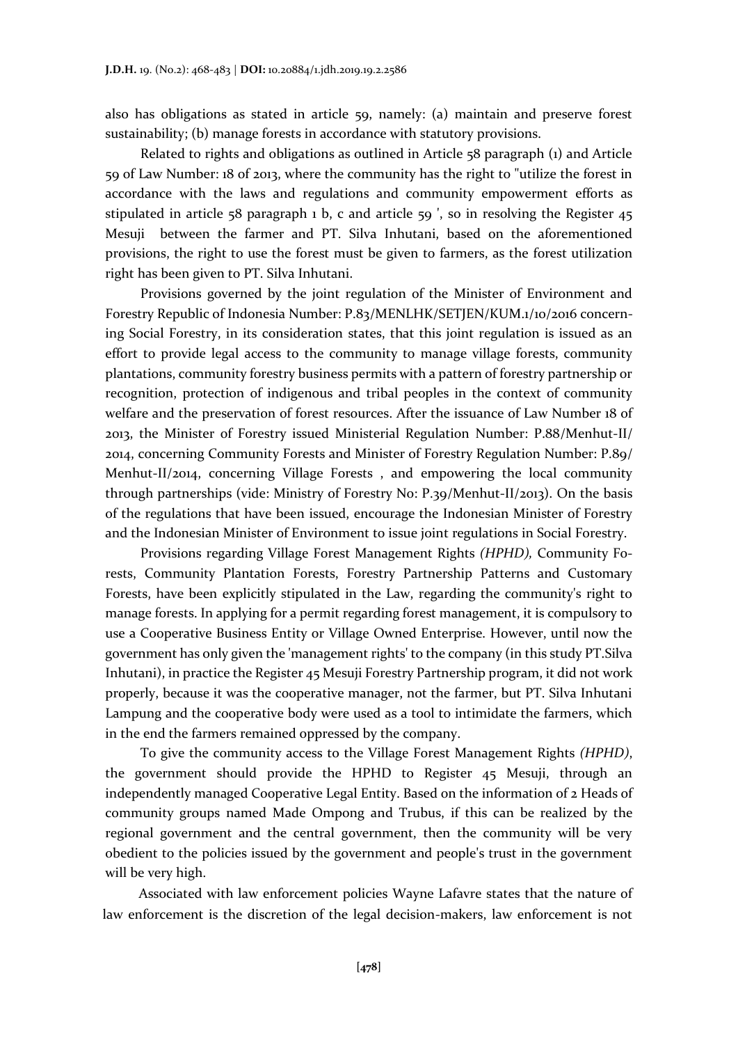also has obligations as stated in article 59, namely: (a) maintain and preserve forest sustainability; (b) manage forests in accordance with statutory provisions.

Related to rights and obligations as outlined in Article 58 paragraph (1) and Article 59 of Law Number: 18 of 2013, where the community has the right to "utilize the forest in accordance with the laws and regulations and community empowerment efforts as stipulated in article 58 paragraph 1 b, c and article 59 ', so in resolving the Register 45 Mesuji between the farmer and PT. Silva Inhutani, based on the aforementioned provisions, the right to use the forest must be given to farmers, as the forest utilization right has been given to PT. Silva Inhutani.

Provisions governed by the joint regulation of the Minister of Environment and Forestry Republic of Indonesia Number: P.83/MENLHK/SETJEN/KUM.1/10/2016 concerning Social Forestry, in its consideration states, that this joint regulation is issued as an effort to provide legal access to the community to manage village forests, community plantations, community forestry business permits with a pattern of forestry partnership or recognition, protection of indigenous and tribal peoples in the context of community welfare and the preservation of forest resources. After the issuance of Law Number 18 of 2013, the Minister of Forestry issued Ministerial Regulation Number: P.88/Menhut-II/ 2014, concerning Community Forests and Minister of Forestry Regulation Number: P.89/ Menhut-II/2014, concerning Village Forests , and empowering the local community through partnerships (vide: Ministry of Forestry No: P.39/Menhut-II/2013). On the basis of the regulations that have been issued, encourage the Indonesian Minister of Forestry and the Indonesian Minister of Environment to issue joint regulations in Social Forestry.

Provisions regarding Village Forest Management Rights *(HPHD),* Community Forests, Community Plantation Forests, Forestry Partnership Patterns and Customary Forests, have been explicitly stipulated in the Law, regarding the community's right to manage forests. In applying for a permit regarding forest management, it is compulsory to use a Cooperative Business Entity or Village Owned Enterprise. However, until now the government has only given the 'management rights' to the company (in this study PT.Silva Inhutani), in practice the Register 45 Mesuji Forestry Partnership program, it did not work properly, because it was the cooperative manager, not the farmer, but PT. Silva Inhutani Lampung and the cooperative body were used as a tool to intimidate the farmers, which in the end the farmers remained oppressed by the company.

To give the community access to the Village Forest Management Rights *(HPHD)*, the government should provide the HPHD to Register 45 Mesuji, through an independently managed Cooperative Legal Entity. Based on the information of 2 Heads of community groups named Made Ompong and Trubus, if this can be realized by the regional government and the central government, then the community will be very obedient to the policies issued by the government and people's trust in the government will be very high.

Associated with law enforcement policies Wayne Lafavre states that the nature of law enforcement is the discretion of the legal decision-makers, law enforcement is not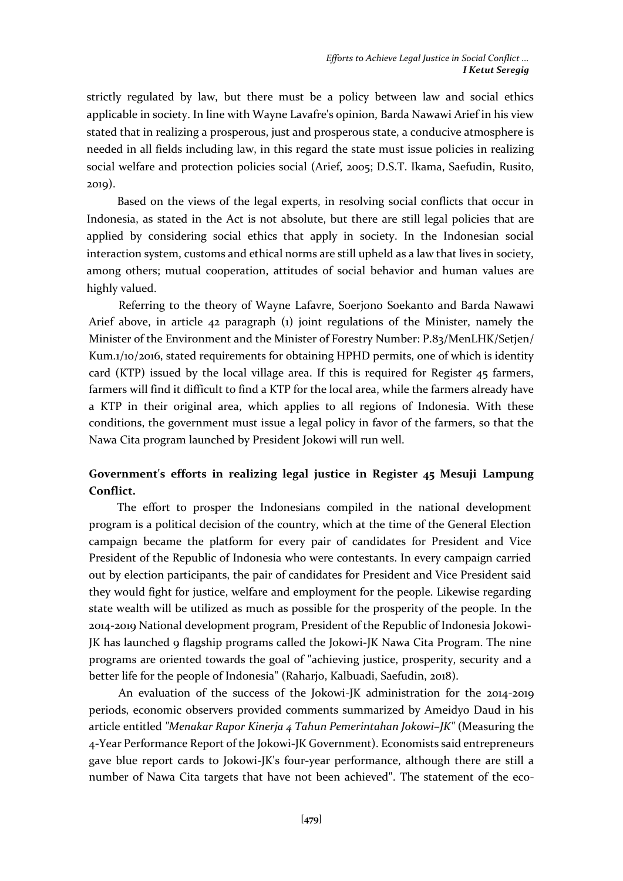strictly regulated by law, but there must be a policy between law and social ethics applicable in society. In line with Wayne Lavafre's opinion, Barda Nawawi Arief in his view stated that in realizing a prosperous, just and prosperous state, a conducive atmosphere is needed in all fields including law, in this regard the state must issue policies in realizing social welfare and protection policies social (Arief, 2005; D.S.T. Ikama, Saefudin, Rusito, 2019).

Based on the views of the legal experts, in resolving social conflicts that occur in Indonesia, as stated in the Act is not absolute, but there are still legal policies that are applied by considering social ethics that apply in society. In the Indonesian social interaction system, customs and ethical norms are still upheld as a law that lives in society, among others; mutual cooperation, attitudes of social behavior and human values are highly valued.

Referring to the theory of Wayne Lafavre, Soerjono Soekanto and Barda Nawawi Arief above, in article 42 paragraph (1) joint regulations of the Minister, namely the Minister of the Environment and the Minister of Forestry Number: P.83/MenLHK/Setjen/Kum.1/10/2016, stated requirements for obtaining HPHD permits, one of which is identity card (KTP) issued by the local village area. If this is required for Register 45 farmers, farmers will find it difficult to find a KTP for the local area, while the farmers already have a KTP in their original area, which applies to all regions of Indonesia. With these conditions, the government must issue a legal policy in favor of the farmers, so that the Nawa Cita program launched by President Jokowi will run well.

**Government's efforts in realizing legal justice in Register 45 Mesuji Lampung Conflict.**

The effort to prosper the Indonesians compiled in the national development program is a political decision of the country, which at the time of the General Election campaign became the platform for every pair of candidates for President and Vice President of the Republic of Indonesia who were contestants. In every campaign carried out by election participants, the pair of candidates for President and Vice President said they would fight for justice, welfare and employment for the people. Likewise regarding state wealth will be utilized as much as possible for the prosperity of the people. In the 2014-2019 National development program, President of the Republic of Indonesia Jokowi-JK has launched 9 flagship programs called the Jokowi-JK Nawa Cita Program. The nine programs are oriented towards the goal of "achieving justice, prosperity, security and a better life for the people of Indonesia" (Raharjo, Kalbuadi, Saefudin, 2018).

An evaluation of the success of the Jokowi-JK administration for the 2014-2019 periods, economic observers provided comments summarized by Ameidyo Daud in his article entitled *"Menakar Rapor Kinerja 4 Tahun Pemerintahan Jokowi–JK"* (Measuring the 4-Year Performance Report of the Jokowi-JK Government). Economists said entrepreneurs gave blue report cards to Jokowi-JK's four-year performance, although there are still a number of Nawa Cita targets that have not been achieved". The statement of the eco-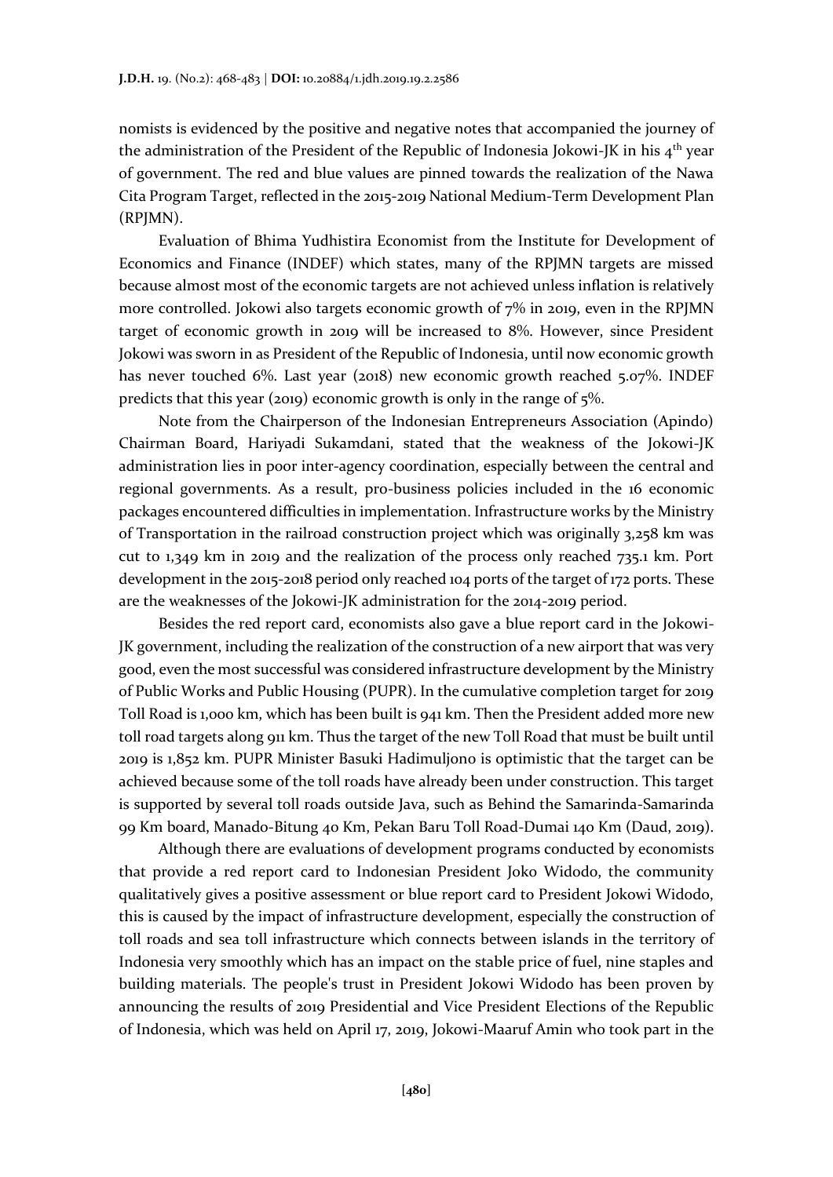nomists is evidenced by the positive and negative notes that accompanied the journey of the administration of the President of the Republic of Indonesia Jokowi-JK in his 4[th] year of government. The red and blue values are pinned towards the realization of the Nawa Cita Program Target, reflected in the 2015-2019 National Medium-Term Development Plan (RPJMN).

Evaluation of Bhima Yudhistira Economist from the Institute for Development of Economics and Finance (INDEF) which states, many of the RPJMN targets are missed because almost most of the economic targets are not achieved unless inflation is relatively more controlled. Jokowi also targets economic growth of 7% in 2019, even in the RPJMN target of economic growth in 2019 will be increased to 8%. However, since President Jokowi was sworn in as President of the Republic of Indonesia, until now economic growth has never touched 6%. Last year (2018) new economic growth reached 5.07%. INDEF predicts that this year (2019) economic growth is only in the range of 5%.

Note from the Chairperson of the Indonesian Entrepreneurs Association (Apindo) Chairman Board, Hariyadi Sukamdani, stated that the weakness of the Jokowi-JK administration lies in poor inter-agency coordination, especially between the central and regional governments. As a result, pro-business policies included in the 16 economic packages encountered difficulties in implementation. Infrastructure works by the Ministry of Transportation in the railroad construction project which was originally 3,258 km was cut to 1,349 km in 2019 and the realization of the process only reached 735.1 km. Port development in the 2015-2018 period only reached 104 ports of the target of 172 ports. These are the weaknesses of the Jokowi-JK administration for the 2014-2019 period.

Besides the red report card, economists also gave a blue report card in the Jokowi-JK government, including the realization of the construction of a new airport that was very good, even the most successful was considered infrastructure development by the Ministry of Public Works and Public Housing (PUPR). In the cumulative completion target for 2019 Toll Road is 1,000 km, which has been built is 941 km. Then the President added more new toll road targets along 911 km. Thus the target of the new Toll Road that must be built until 2019 is 1,852 km. PUPR Minister Basuki Hadimuljono is optimistic that the target can be achieved because some of the toll roads have already been under construction. This target is supported by several toll roads outside Java, such as Behind the Samarinda-Samarinda 99 Km board, Manado-Bitung 40 Km, Pekan Baru Toll Road-Dumai 140 Km (Daud, 2019).

Although there are evaluations of development programs conducted by economists that provide a red report card to Indonesian President Joko Widodo, the community qualitatively gives a positive assessment or blue report card to President Jokowi Widodo, this is caused by the impact of infrastructure development, especially the construction of toll roads and sea toll infrastructure which connects between islands in the territory of Indonesia very smoothly which has an impact on the stable price of fuel, nine staples and building materials. The people's trust in President Jokowi Widodo has been proven by announcing the results of 2019 Presidential and Vice President Elections of the Republic of Indonesia, which was held on April 17, 2019, Jokowi-Maaruf Amin who took part in the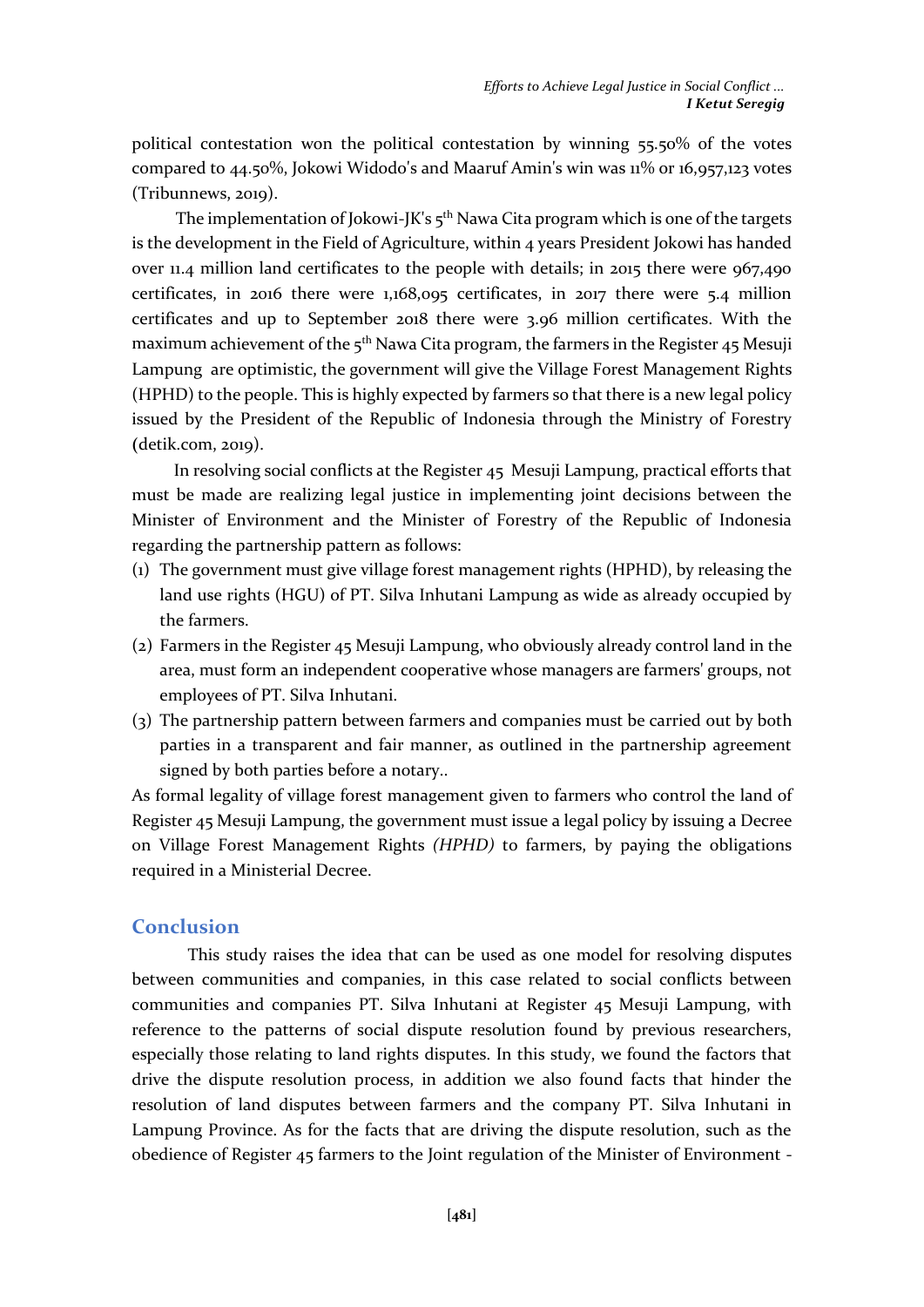political contestation won the political contestation by winning 55.50% of the votes compared to 44.50%, Jokowi Widodo's and Maaruf Amin's win was 11% or 16,957,123 votes (Tribunnews, 2019).

The implementation of Jokowi-JK's 5th Nawa Cita program which is one of the targets is the development in the Field of Agriculture, within 4 years President Jokowi has handed over 11.4 million land certificates to the people with details; in 2015 there were 967,490 certificates, in 2016 there were 1,168,095 certificates, in 2017 there were 5.4 million certificates and up to September 2018 there were 3.96 million certificates. With the maximum achievement of the 5th Nawa Cita program, the farmers in the Register 45 Mesuji Lampung are optimistic, the government will give the Village Forest Management Rights (HPHD) to the people. This is highly expected by farmers so that there is a new legal policy issued by the President of the Republic of Indonesia through the Ministry of Forestry (detik.com, 2019).

In resolving social conflicts at the Register 45 Mesuji Lampung, practical efforts that must be made are realizing legal justice in implementing joint decisions between the Minister of Environment and the Minister of Forestry of the Republic of Indonesia regarding the partnership pattern as follows:

(1) The government must give village forest management rights (HPHD), by releasing the land use rights (HGU) of PT. Silva Inhutani Lampung as wide as already occupied by the farmers.
(2) Farmers in the Register 45 Mesuji Lampung, who obviously already control land in the area, must form an independent cooperative whose managers are farmers' groups, not employees of PT. Silva Inhutani.
(3) The partnership pattern between farmers and companies must be carried out by both parties in a transparent and fair manner, as outlined in the partnership agreement signed by both parties before a notary..

As formal legality of village forest management given to farmers who control the land of Register 45 Mesuji Lampung, the government must issue a legal policy by issuing a Decree on Village Forest Management Rights *(HPHD)* to farmers, by paying the obligations required in a Ministerial Decree.

## Conclusion

This study raises the idea that can be used as one model for resolving disputes between communities and companies, in this case related to social conflicts between communities and companies PT. Silva Inhutani at Register 45 Mesuji Lampung, with reference to the patterns of social dispute resolution found by previous researchers, especially those relating to land rights disputes. In this study, we found the factors that drive the dispute resolution process, in addition we also found facts that hinder the resolution of land disputes between farmers and the company PT. Silva Inhutani in Lampung Province. As for the facts that are driving the dispute resolution, such as the obedience of Register 45 farmers to the Joint regulation of the Minister of Environment -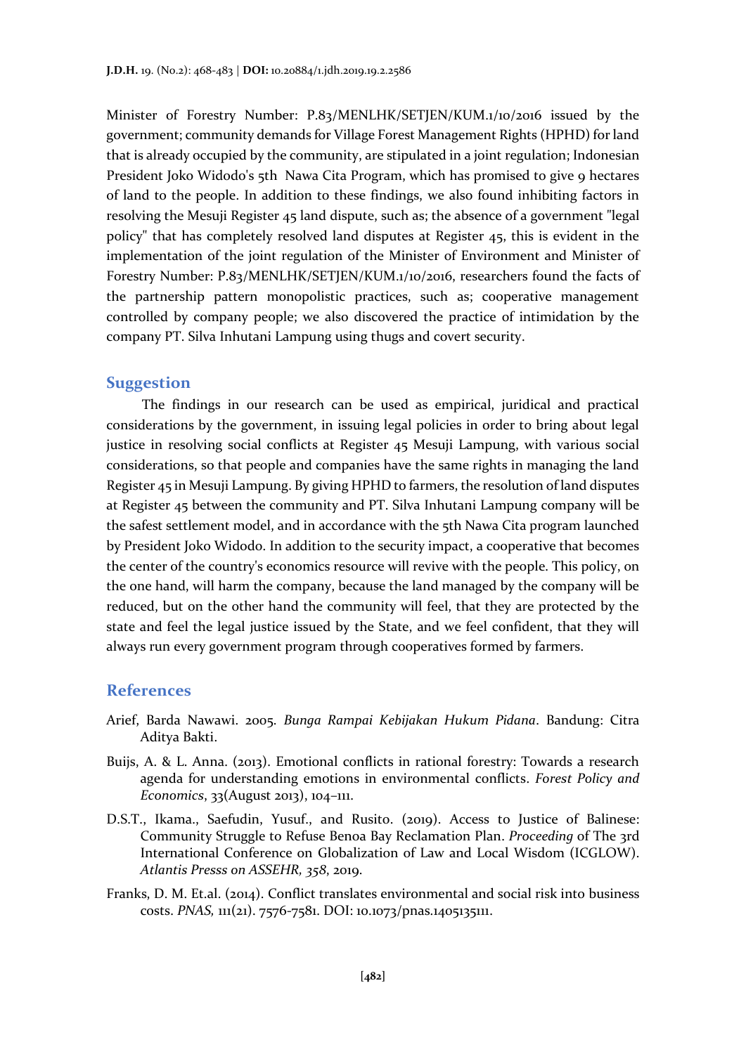Minister of Forestry Number: P.83/MENLHK/SETJEN/KUM.1/10/2016 issued by the government; community demands for Village Forest Management Rights (HPHD) for land that is already occupied by the community, are stipulated in a joint regulation; Indonesian President Joko Widodo's 5th Nawa Cita Program, which has promised to give 9 hectares of land to the people. In addition to these findings, we also found inhibiting factors in resolving the Mesuji Register 45 land dispute, such as; the absence of a government "legal policy" that has completely resolved land disputes at Register 45, this is evident in the implementation of the joint regulation of the Minister of Environment and Minister of Forestry Number: P.83/MENLHK/SETJEN/KUM.1/10/2016, researchers found the facts of the partnership pattern monopolistic practices, such as; cooperative management controlled by company people; we also discovered the practice of intimidation by the company PT. Silva Inhutani Lampung using thugs and covert security.

## Suggestion

The findings in our research can be used as empirical, juridical and practical considerations by the government, in issuing legal policies in order to bring about legal justice in resolving social conflicts at Register 45 Mesuji Lampung, with various social considerations, so that people and companies have the same rights in managing the land Register 45 in Mesuji Lampung. By giving HPHD to farmers, the resolution of land disputes at Register 45 between the community and PT. Silva Inhutani Lampung company will be the safest settlement model, and in accordance with the 5th Nawa Cita program launched by President Joko Widodo. In addition to the security impact, a cooperative that becomes the center of the country's economics resource will revive with the people. This policy, on the one hand, will harm the company, because the land managed by the company will be reduced, but on the other hand the community will feel, that they are protected by the state and feel the legal justice issued by the State, and we feel confident, that they will always run every government program through cooperatives formed by farmers.

## References

Arief, Barda Nawawi. 2005. *Bunga Rampai Kebijakan Hukum Pidana*. Bandung: Citra Aditya Bakti.

Buijs, A. & L. Anna. (2013). Emotional conflicts in rational forestry: Towards a research agenda for understanding emotions in environmental conflicts. *Forest Policy and Economics*, 33(August 2013), 104–111.

D.S.T., Ikama., Saefudin, Yusuf., and Rusito. (2019). Access to Justice of Balinese: Community Struggle to Refuse Benoa Bay Reclamation Plan. *Proceeding* of The 3rd International Conference on Globalization of Law and Local Wisdom (ICGLOW). *Atlantis Presss on ASSEHR, 358*, 2019.

Franks, D. M. Et.al. (2014). Conflict translates environmental and social risk into business costs. *PNAS,* 111(21). 7576-7581. DOI: 10.1073/pnas.1405135111.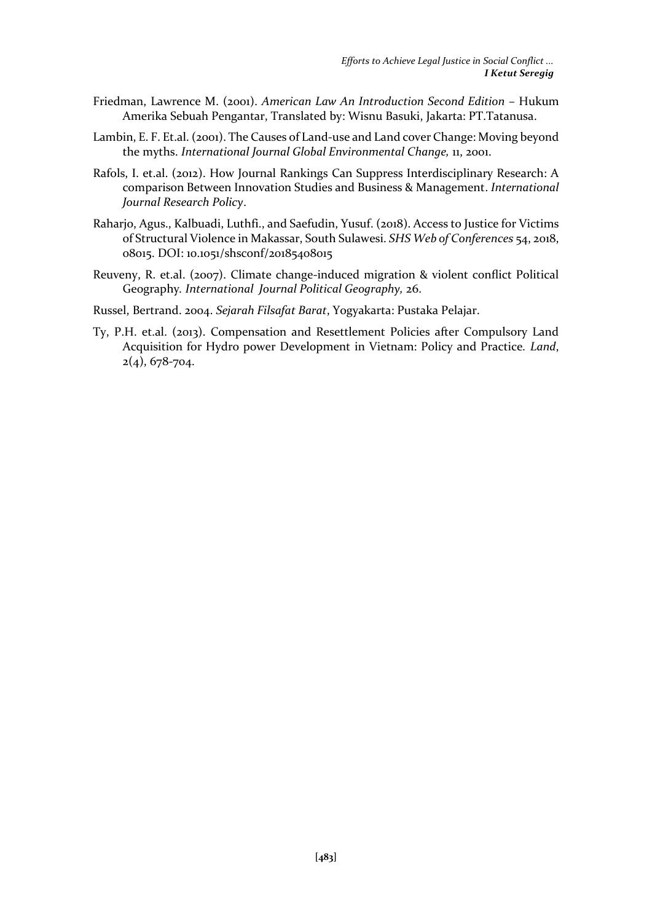Friedman, Lawrence M. (2001). *American Law An Introduction Second Edition* – Hukum Amerika Sebuah Pengantar, Translated by: Wisnu Basuki, Jakarta: PT.Tatanusa.

Lambin, E. F. Et.al. (2001). The Causes of Land-use and Land cover Change: Moving beyond the myths. *International Journal Global Environmental Change,* 11, 2001.

Rafols, I. et.al. (2012). How Journal Rankings Can Suppress Interdisciplinary Research: A comparison Between Innovation Studies and Business & Management. *International Journal Research Policy*.

Raharjo, Agus., Kalbuadi, Luthfi., and Saefudin, Yusuf. (2018). Access to Justice for Victims of Structural Violence in Makassar, South Sulawesi. *SHS Web of Conferences* 54, 2018, 08015. DOI: 10.1051/shsconf/20185408015

Reuveny, R. et.al. (2007). Climate change-induced migration & violent conflict Political Geography. *International Journal Political Geography,* 26.

Russel, Bertrand. 2004. *Sejarah Filsafat Barat*, Yogyakarta: Pustaka Pelajar.

Ty, P.H. et.al. (2013). Compensation and Resettlement Policies after Compulsory Land Acquisition for Hydro power Development in Vietnam: Policy and Practice. *Land*, 2(4), 678-704.